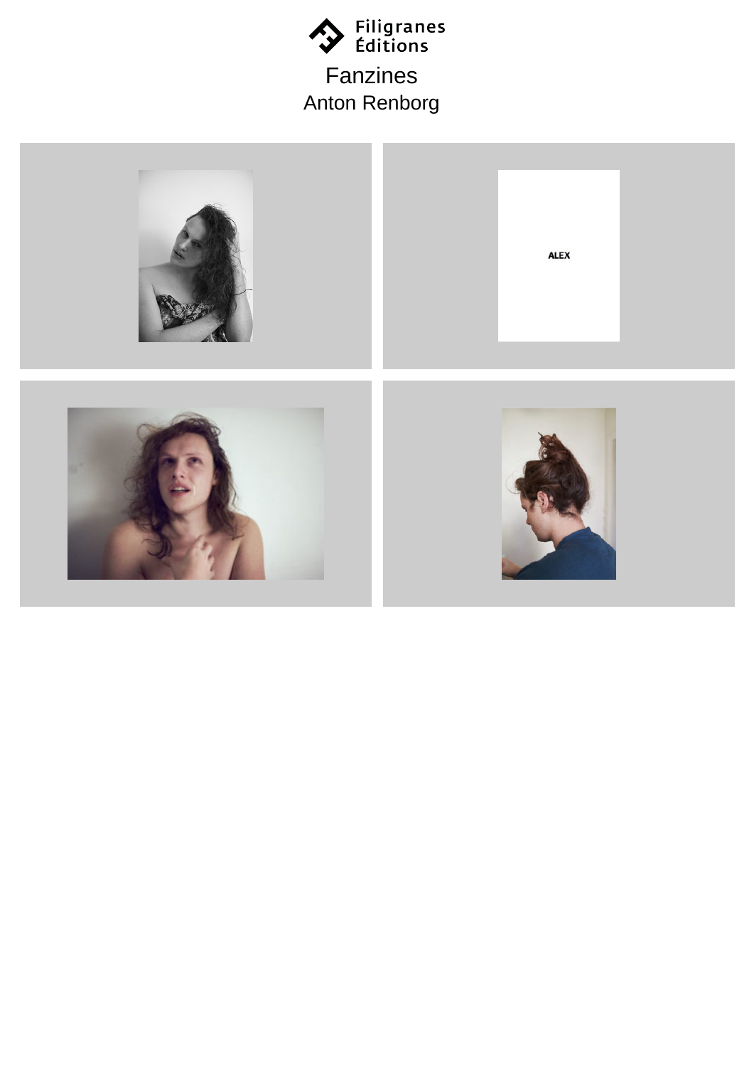Filigranes Éditions

# Fanzines

## Anton Renborg

ALEX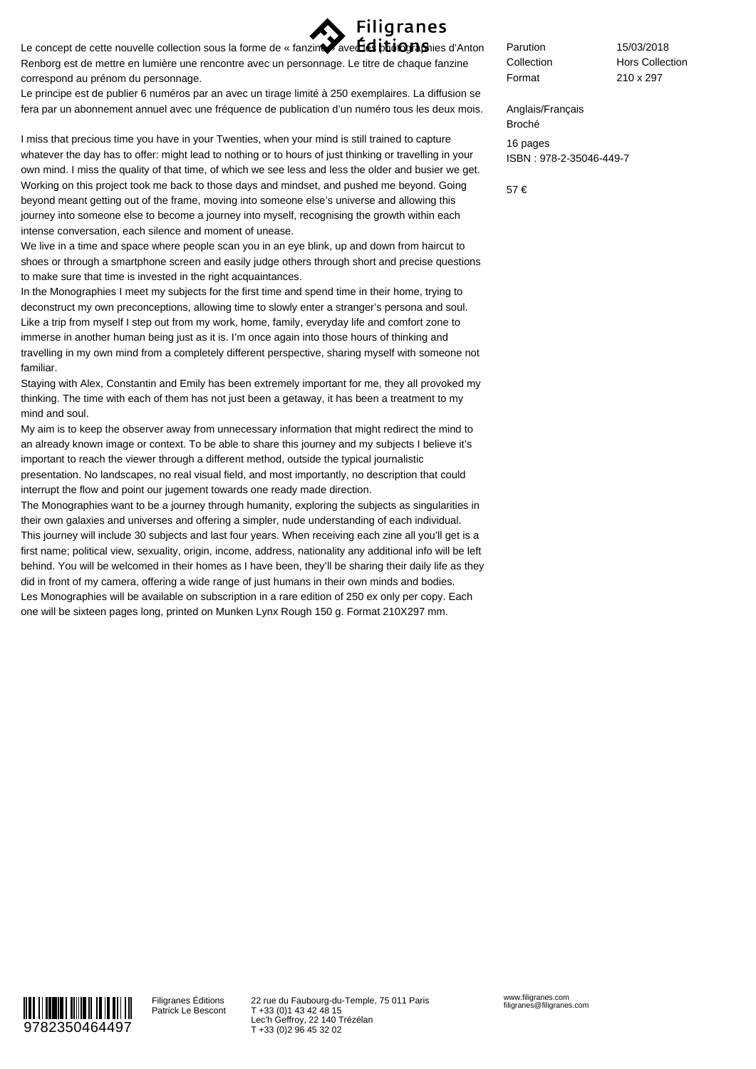Filigranes Éditions

Le concept de cette nouvelle collection sous la forme de « fanzines » avec les photographies d'Anton Renborg est de mettre en lumière une rencontre avec un personnage. Le titre de chaque fanzine correspond au prénom du personnage.

Le principe est de publier 6 numéros par an avec un tirage limité à 250 exemplaires. La diffusion se fera par un abonnement annuel avec une fréquence de publication d'un numéro tous les deux mois.

I miss that precious time you have in your Twenties, when your mind is still trained to capture whatever the day has to offer: might lead to nothing or to hours of just thinking or travelling in your own mind. I miss the quality of that time, of which we see less and less the older and busier we get. Working on this project took me back to those days and mindset, and pushed me beyond. Going beyond meant getting out of the frame, moving into someone else's universe and allowing this journey into someone else to become a journey into myself, recognising the growth within each intense conversation, each silence and moment of unease.

We live in a time and space where people scan you in an eye blink, up and down from haircut to shoes or through a smartphone screen and easily judge others through short and precise questions to make sure that time is invested in the right acquaintances.

In the Monographies I meet my subjects for the first time and spend time in their home, trying to deconstruct my own preconceptions, allowing time to slowly enter a stranger's persona and soul. Like a trip from myself I step out from my work, home, family, everyday life and comfort zone to immerse in another human being just as it is. I'm once again into those hours of thinking and travelling in my own mind from a completely different perspective, sharing myself with someone not familiar.

Staying with Alex, Constantin and Emily has been extremely important for me, they all provoked my thinking. The time with each of them has not just been a getaway, it has been a treatment to my mind and soul.

My aim is to keep the observer away from unnecessary information that might redirect the mind to an already known image or context. To be able to share this journey and my subjects I believe it's important to reach the viewer through a different method, outside the typical journalistic presentation. No landscapes, no real visual field, and most importantly, no description that could interrupt the flow and point our jugement towards one ready made direction.

The Monographies want to be a journey through humanity, exploring the subjects as singularities in their own galaxies and universes and offering a simpler, nude understanding of each individual. This journey will include 30 subjects and last four years. When receiving each zine all you'll get is a first name; political view, sexuality, origin, income, address, nationality any additional info will be left behind. You will be welcomed in their homes as I have been, they'll be sharing their daily life as they did in front of my camera, offering a wide range of just humans in their own minds and bodies.

Les Monographies will be available on subscription in a rare edition of 250 ex only per copy. Each one will be sixteen pages long, printed on Munken Lynx Rough 150 g. Format 210X297 mm.

| | |
|---|---|
| Parution | 15/03/2018 |
| Collection | Hors Collection |
| Format | 210 x 297 |

Anglais/Français
Broché

16 pages
ISBN : 978-2-35046-449-7

57 €

9782350464497

Filigranes Éditions
Patrick Le Bescont

22 rue du Faubourg-du-Temple, 75 011 Paris
T +33 (0)1 43 42 48 15
Lec'h Geffroy, 22 140 Trézélan
T +33 (0)2 96 45 32 02

www.filigranes.com
filigranes@filigranes.com